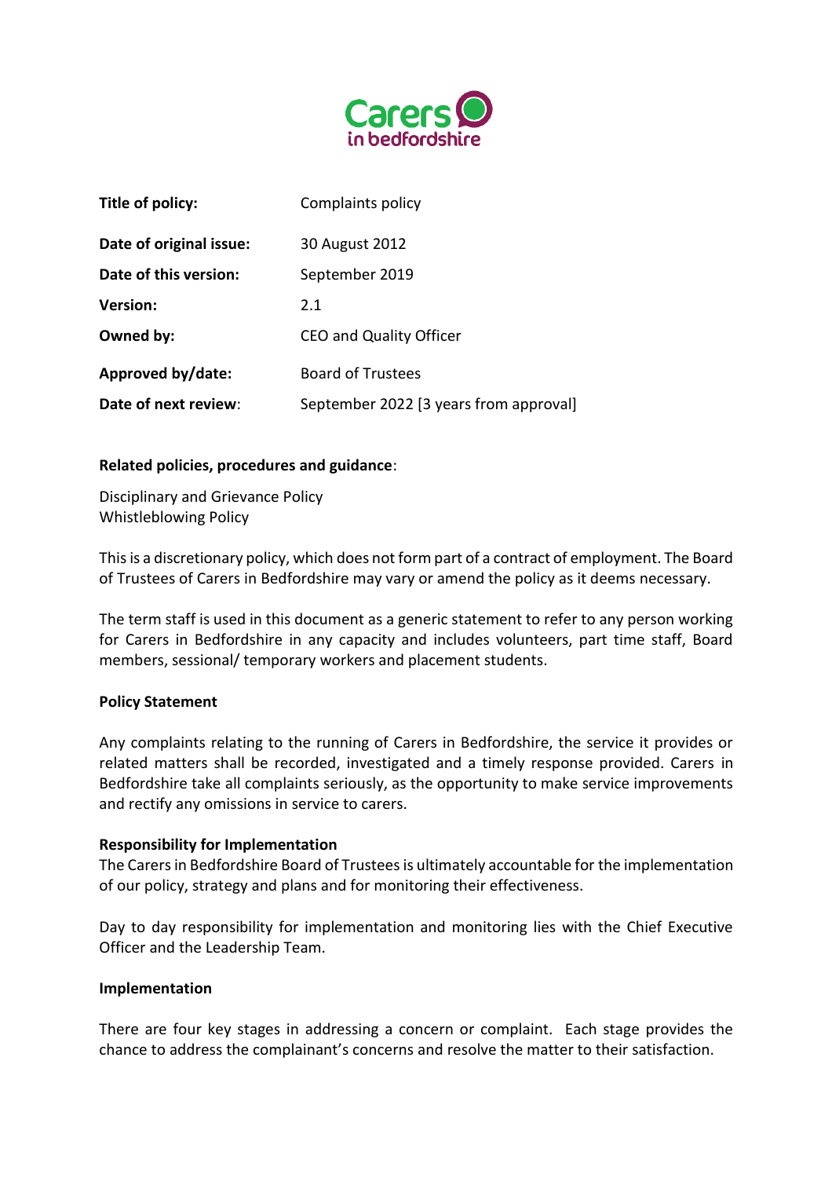Carers in bedfordshire

| | |
|---|---|
| **Title of policy:** | Complaints policy |
| **Date of original issue:** | 30 August 2012 |
| **Date of this version:** | September 2019 |
| **Version:** | 2.1 |
| **Owned by:** | CEO and Quality Officer |
| **Approved by/date:** | Board of Trustees |
| **Date of next review:** | September 2022 [3 years from approval] |

**Related policies, procedures and guidance**:

Disciplinary and Grievance Policy
Whistleblowing Policy

This is a discretionary policy, which does not form part of a contract of employment. The Board of Trustees of Carers in Bedfordshire may vary or amend the policy as it deems necessary.

The term staff is used in this document as a generic statement to refer to any person working for Carers in Bedfordshire in any capacity and includes volunteers, part time staff, Board members, sessional/ temporary workers and placement students.

**Policy Statement**

Any complaints relating to the running of Carers in Bedfordshire, the service it provides or related matters shall be recorded, investigated and a timely response provided. Carers in Bedfordshire take all complaints seriously, as the opportunity to make service improvements and rectify any omissions in service to carers.

**Responsibility for Implementation**

The Carers in Bedfordshire Board of Trustees is ultimately accountable for the implementation of our policy, strategy and plans and for monitoring their effectiveness.

Day to day responsibility for implementation and monitoring lies with the Chief Executive Officer and the Leadership Team.

**Implementation**

There are four key stages in addressing a concern or complaint. Each stage provides the chance to address the complainant's concerns and resolve the matter to their satisfaction.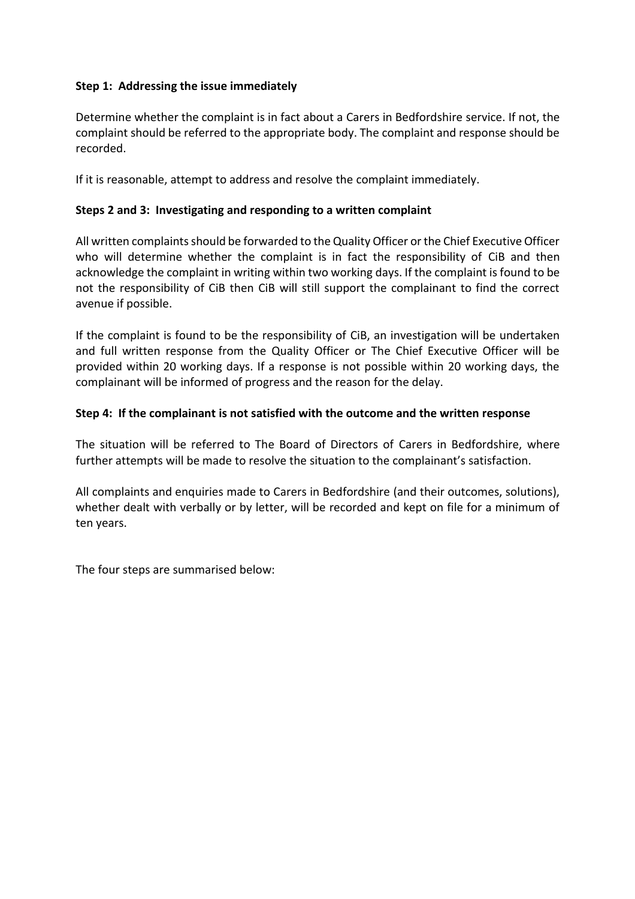**Step 1: Addressing the issue immediately**

Determine whether the complaint is in fact about a Carers in Bedfordshire service. If not, the complaint should be referred to the appropriate body. The complaint and response should be recorded.

If it is reasonable, attempt to address and resolve the complaint immediately.

**Steps 2 and 3: Investigating and responding to a written complaint**

All written complaints should be forwarded to the Quality Officer or the Chief Executive Officer who will determine whether the complaint is in fact the responsibility of CiB and then acknowledge the complaint in writing within two working days. If the complaint is found to be not the responsibility of CiB then CiB will still support the complainant to find the correct avenue if possible.

If the complaint is found to be the responsibility of CiB, an investigation will be undertaken and full written response from the Quality Officer or The Chief Executive Officer will be provided within 20 working days. If a response is not possible within 20 working days, the complainant will be informed of progress and the reason for the delay.

**Step 4: If the complainant is not satisfied with the outcome and the written response**

The situation will be referred to The Board of Directors of Carers in Bedfordshire, where further attempts will be made to resolve the situation to the complainant's satisfaction.

All complaints and enquiries made to Carers in Bedfordshire (and their outcomes, solutions), whether dealt with verbally or by letter, will be recorded and kept on file for a minimum of ten years.

The four steps are summarised below: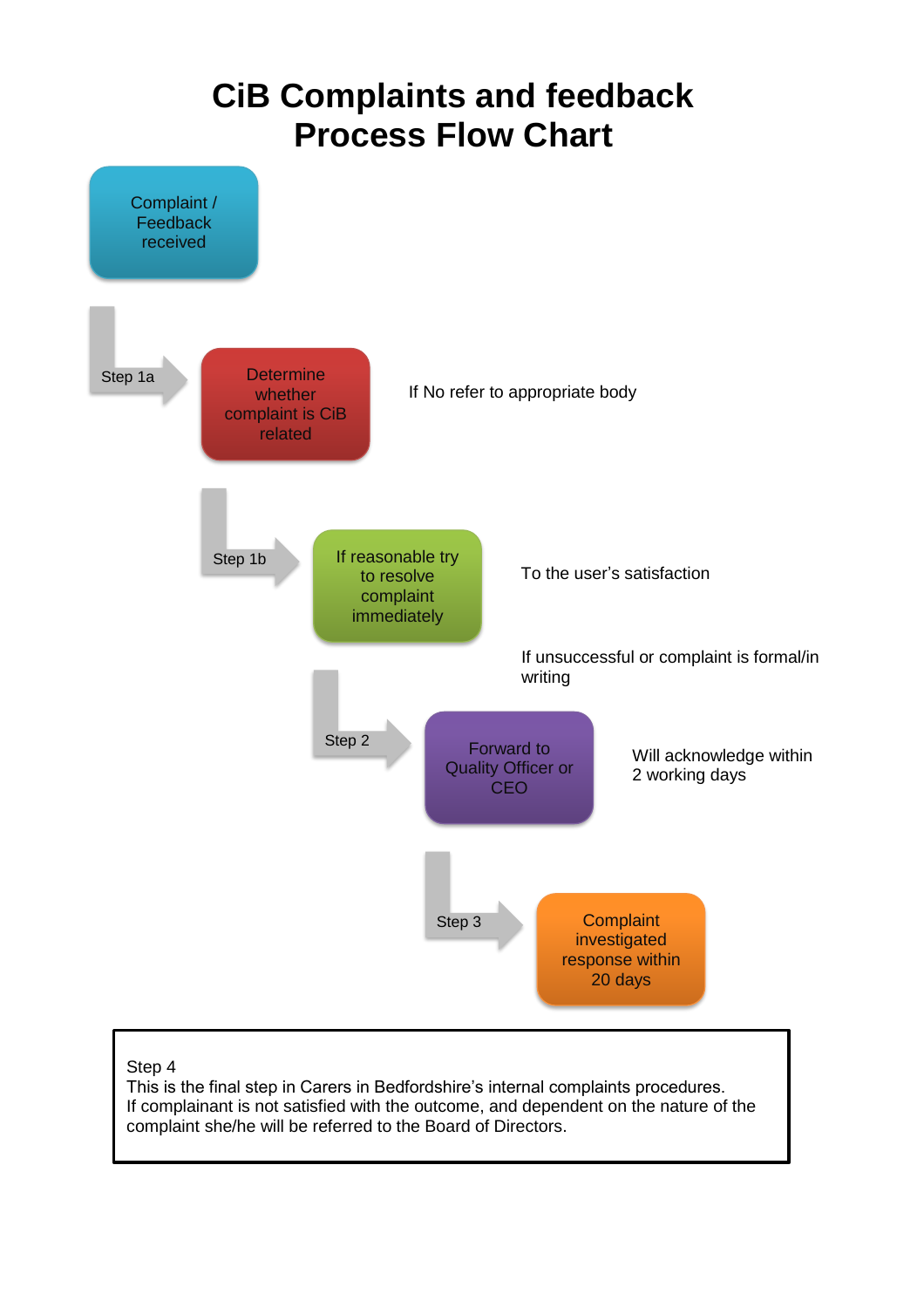# CiB Complaints and feedback Process Flow Chart

Complaint / Feedback received

Step 1a

Determine whether complaint is CiB related

If No refer to appropriate body

Step 1b

If reasonable try to resolve complaint immediately

To the user's satisfaction

If unsuccessful or complaint is formal/in writing

Step 2

Forward to Quality Officer or CEO

Will acknowledge within 2 working days

Step 3

Complaint investigated response within 20 days

Step 4
This is the final step in Carers in Bedfordshire's internal complaints procedures.
If complainant is not satisfied with the outcome, and dependent on the nature of the complaint she/he will be referred to the Board of Directors.